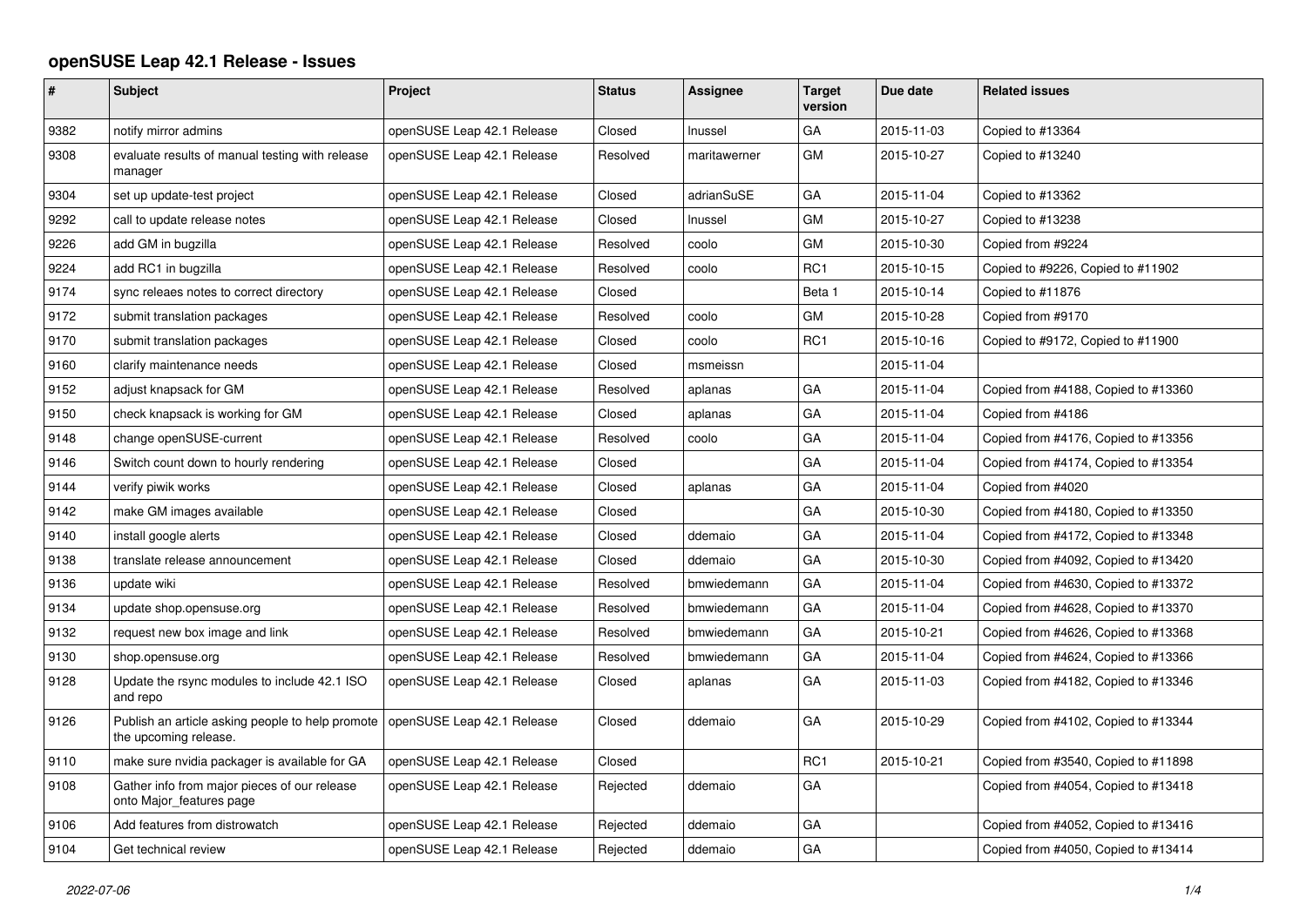# openSUSE Leap 42.1 Release - Issues

| # | Subject | Project | Status | Assignee | Target version | Due date | Related issues |
|---|---|---|---|---|---|---|---|
| 9382 | notify mirror admins | openSUSE Leap 42.1 Release | Closed | lnussel | GA | 2015-11-03 | Copied to #13364 |
| 9308 | evaluate results of manual testing with release manager | openSUSE Leap 42.1 Release | Resolved | maritawerner | GM | 2015-10-27 | Copied to #13240 |
| 9304 | set up update-test project | openSUSE Leap 42.1 Release | Closed | adrianSuSE | GA | 2015-11-04 | Copied to #13362 |
| 9292 | call to update release notes | openSUSE Leap 42.1 Release | Closed | lnussel | GM | 2015-10-27 | Copied to #13238 |
| 9226 | add GM in bugzilla | openSUSE Leap 42.1 Release | Resolved | coolo | GM | 2015-10-30 | Copied from #9224 |
| 9224 | add RC1 in bugzilla | openSUSE Leap 42.1 Release | Resolved | coolo | RC1 | 2015-10-15 | Copied to #9226, Copied to #11902 |
| 9174 | sync releaes notes to correct directory | openSUSE Leap 42.1 Release | Closed | | Beta 1 | 2015-10-14 | Copied to #11876 |
| 9172 | submit translation packages | openSUSE Leap 42.1 Release | Resolved | coolo | GM | 2015-10-28 | Copied from #9170 |
| 9170 | submit translation packages | openSUSE Leap 42.1 Release | Closed | coolo | RC1 | 2015-10-16 | Copied to #9172, Copied to #11900 |
| 9160 | clarify maintenance needs | openSUSE Leap 42.1 Release | Closed | msmeissn | | 2015-11-04 | |
| 9152 | adjust knapsack for GM | openSUSE Leap 42.1 Release | Resolved | aplanas | GA | 2015-11-04 | Copied from #4188, Copied to #13360 |
| 9150 | check knapsack is working for GM | openSUSE Leap 42.1 Release | Closed | aplanas | GA | 2015-11-04 | Copied from #4186 |
| 9148 | change openSUSE-current | openSUSE Leap 42.1 Release | Resolved | coolo | GA | 2015-11-04 | Copied from #4176, Copied to #13356 |
| 9146 | Switch count down to hourly rendering | openSUSE Leap 42.1 Release | Closed | | GA | 2015-11-04 | Copied from #4174, Copied to #13354 |
| 9144 | verify piwik works | openSUSE Leap 42.1 Release | Closed | aplanas | GA | 2015-11-04 | Copied from #4020 |
| 9142 | make GM images available | openSUSE Leap 42.1 Release | Closed | | GA | 2015-10-30 | Copied from #4180, Copied to #13350 |
| 9140 | install google alerts | openSUSE Leap 42.1 Release | Closed | ddemaio | GA | 2015-11-04 | Copied from #4172, Copied to #13348 |
| 9138 | translate release announcement | openSUSE Leap 42.1 Release | Closed | ddemaio | GA | 2015-10-30 | Copied from #4092, Copied to #13420 |
| 9136 | update wiki | openSUSE Leap 42.1 Release | Resolved | bmwiedemann | GA | 2015-11-04 | Copied from #4630, Copied to #13372 |
| 9134 | update shop.opensuse.org | openSUSE Leap 42.1 Release | Resolved | bmwiedemann | GA | 2015-11-04 | Copied from #4628, Copied to #13370 |
| 9132 | request new box image and link | openSUSE Leap 42.1 Release | Resolved | bmwiedemann | GA | 2015-10-21 | Copied from #4626, Copied to #13368 |
| 9130 | shop.opensuse.org | openSUSE Leap 42.1 Release | Resolved | bmwiedemann | GA | 2015-11-04 | Copied from #4624, Copied to #13366 |
| 9128 | Update the rsync modules to include 42.1 ISO and repo | openSUSE Leap 42.1 Release | Closed | aplanas | GA | 2015-11-03 | Copied from #4182, Copied to #13346 |
| 9126 | Publish an article asking people to help promote the upcoming release. | openSUSE Leap 42.1 Release | Closed | ddemaio | GA | 2015-10-29 | Copied from #4102, Copied to #13344 |
| 9110 | make sure nvidia packager is available for GA | openSUSE Leap 42.1 Release | Closed | | RC1 | 2015-10-21 | Copied from #3540, Copied to #11898 |
| 9108 | Gather info from major pieces of our release onto Major_features page | openSUSE Leap 42.1 Release | Rejected | ddemaio | GA | | Copied from #4054, Copied to #13418 |
| 9106 | Add features from distrowatch | openSUSE Leap 42.1 Release | Rejected | ddemaio | GA | | Copied from #4052, Copied to #13416 |
| 9104 | Get technical review | openSUSE Leap 42.1 Release | Rejected | ddemaio | GA | | Copied from #4050, Copied to #13414 |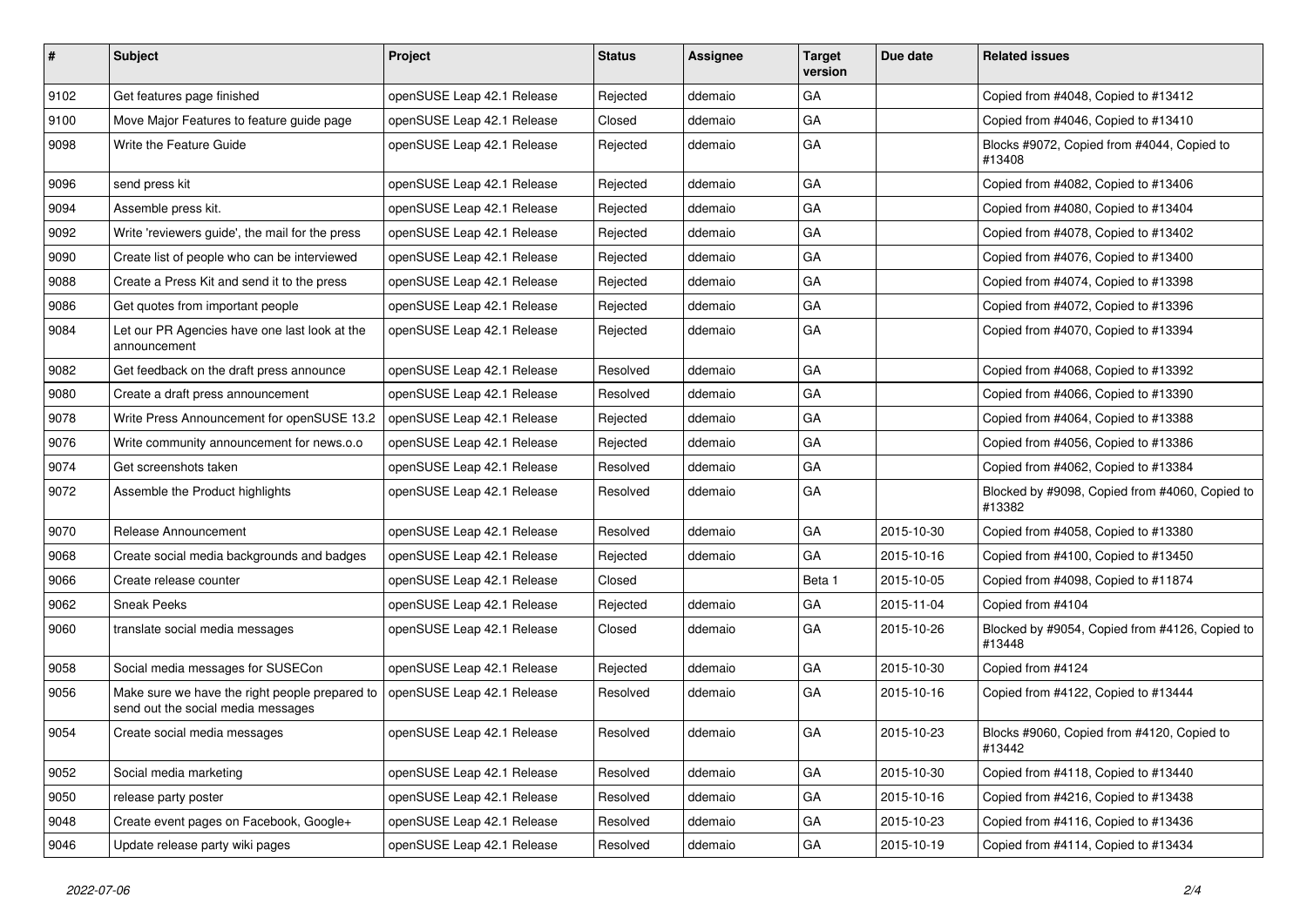| # | Subject | Project | Status | Assignee | Target version | Due date | Related issues |
|---|---|---|---|---|---|---|---|
| 9102 | Get features page finished | openSUSE Leap 42.1 Release | Rejected | ddemaio | GA | | Copied from #4048, Copied to #13412 |
| 9100 | Move Major Features to feature guide page | openSUSE Leap 42.1 Release | Closed | ddemaio | GA | | Copied from #4046, Copied to #13410 |
| 9098 | Write the Feature Guide | openSUSE Leap 42.1 Release | Rejected | ddemaio | GA | | Blocks #9072, Copied from #4044, Copied to #13408 |
| 9096 | send press kit | openSUSE Leap 42.1 Release | Rejected | ddemaio | GA | | Copied from #4082, Copied to #13406 |
| 9094 | Assemble press kit. | openSUSE Leap 42.1 Release | Rejected | ddemaio | GA | | Copied from #4080, Copied to #13404 |
| 9092 | Write 'reviewers guide', the mail for the press | openSUSE Leap 42.1 Release | Rejected | ddemaio | GA | | Copied from #4078, Copied to #13402 |
| 9090 | Create list of people who can be interviewed | openSUSE Leap 42.1 Release | Rejected | ddemaio | GA | | Copied from #4076, Copied to #13400 |
| 9088 | Create a Press Kit and send it to the press | openSUSE Leap 42.1 Release | Rejected | ddemaio | GA | | Copied from #4074, Copied to #13398 |
| 9086 | Get quotes from important people | openSUSE Leap 42.1 Release | Rejected | ddemaio | GA | | Copied from #4072, Copied to #13396 |
| 9084 | Let our PR Agencies have one last look at the announcement | openSUSE Leap 42.1 Release | Rejected | ddemaio | GA | | Copied from #4070, Copied to #13394 |
| 9082 | Get feedback on the draft press announce | openSUSE Leap 42.1 Release | Resolved | ddemaio | GA | | Copied from #4068, Copied to #13392 |
| 9080 | Create a draft press announcement | openSUSE Leap 42.1 Release | Resolved | ddemaio | GA | | Copied from #4066, Copied to #13390 |
| 9078 | Write Press Announcement for openSUSE 13.2 | openSUSE Leap 42.1 Release | Rejected | ddemaio | GA | | Copied from #4064, Copied to #13388 |
| 9076 | Write community announcement for news.o.o | openSUSE Leap 42.1 Release | Rejected | ddemaio | GA | | Copied from #4056, Copied to #13386 |
| 9074 | Get screenshots taken | openSUSE Leap 42.1 Release | Resolved | ddemaio | GA | | Copied from #4062, Copied to #13384 |
| 9072 | Assemble the Product highlights | openSUSE Leap 42.1 Release | Resolved | ddemaio | GA | | Blocked by #9098, Copied from #4060, Copied to #13382 |
| 9070 | Release Announcement | openSUSE Leap 42.1 Release | Resolved | ddemaio | GA | 2015-10-30 | Copied from #4058, Copied to #13380 |
| 9068 | Create social media backgrounds and badges | openSUSE Leap 42.1 Release | Rejected | ddemaio | GA | 2015-10-16 | Copied from #4100, Copied to #13450 |
| 9066 | Create release counter | openSUSE Leap 42.1 Release | Closed | | Beta 1 | 2015-10-05 | Copied from #4098, Copied to #11874 |
| 9062 | Sneak Peeks | openSUSE Leap 42.1 Release | Rejected | ddemaio | GA | 2015-11-04 | Copied from #4104 |
| 9060 | translate social media messages | openSUSE Leap 42.1 Release | Closed | ddemaio | GA | 2015-10-26 | Blocked by #9054, Copied from #4126, Copied to #13448 |
| 9058 | Social media messages for SUSECon | openSUSE Leap 42.1 Release | Rejected | ddemaio | GA | 2015-10-30 | Copied from #4124 |
| 9056 | Make sure we have the right people prepared to send out the social media messages | openSUSE Leap 42.1 Release | Resolved | ddemaio | GA | 2015-10-16 | Copied from #4122, Copied to #13444 |
| 9054 | Create social media messages | openSUSE Leap 42.1 Release | Resolved | ddemaio | GA | 2015-10-23 | Blocks #9060, Copied from #4120, Copied to #13442 |
| 9052 | Social media marketing | openSUSE Leap 42.1 Release | Resolved | ddemaio | GA | 2015-10-30 | Copied from #4118, Copied to #13440 |
| 9050 | release party poster | openSUSE Leap 42.1 Release | Resolved | ddemaio | GA | 2015-10-16 | Copied from #4216, Copied to #13438 |
| 9048 | Create event pages on Facebook, Google+ | openSUSE Leap 42.1 Release | Resolved | ddemaio | GA | 2015-10-23 | Copied from #4116, Copied to #13436 |
| 9046 | Update release party wiki pages | openSUSE Leap 42.1 Release | Resolved | ddemaio | GA | 2015-10-19 | Copied from #4114, Copied to #13434 |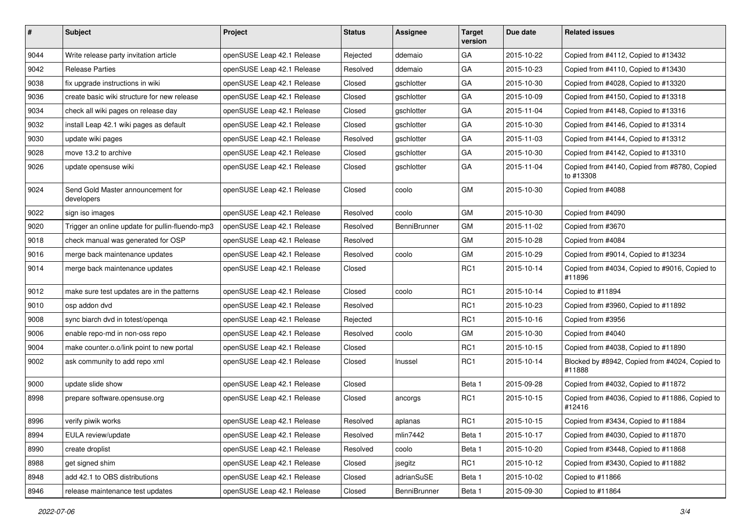| # | Subject | Project | Status | Assignee | Target version | Due date | Related issues |
|---|---|---|---|---|---|---|---|
| 9044 | Write release party invitation article | openSUSE Leap 42.1 Release | Rejected | ddemaio | GA | 2015-10-22 | Copied from #4112, Copied to #13432 |
| 9042 | Release Parties | openSUSE Leap 42.1 Release | Resolved | ddemaio | GA | 2015-10-23 | Copied from #4110, Copied to #13430 |
| 9038 | fix upgrade instructions in wiki | openSUSE Leap 42.1 Release | Closed | gschlotter | GA | 2015-10-30 | Copied from #4028, Copied to #13320 |
| 9036 | create basic wiki structure for new release | openSUSE Leap 42.1 Release | Closed | gschlotter | GA | 2015-10-09 | Copied from #4150, Copied to #13318 |
| 9034 | check all wiki pages on release day | openSUSE Leap 42.1 Release | Closed | gschlotter | GA | 2015-11-04 | Copied from #4148, Copied to #13316 |
| 9032 | install Leap 42.1 wiki pages as default | openSUSE Leap 42.1 Release | Closed | gschlotter | GA | 2015-10-30 | Copied from #4146, Copied to #13314 |
| 9030 | update wiki pages | openSUSE Leap 42.1 Release | Resolved | gschlotter | GA | 2015-11-03 | Copied from #4144, Copied to #13312 |
| 9028 | move 13.2 to archive | openSUSE Leap 42.1 Release | Closed | gschlotter | GA | 2015-10-30 | Copied from #4142, Copied to #13310 |
| 9026 | update opensuse wiki | openSUSE Leap 42.1 Release | Closed | gschlotter | GA | 2015-11-04 | Copied from #4140, Copied from #8780, Copied to #13308 |
| 9024 | Send Gold Master announcement for developers | openSUSE Leap 42.1 Release | Closed | coolo | GM | 2015-10-30 | Copied from #4088 |
| 9022 | sign iso images | openSUSE Leap 42.1 Release | Resolved | coolo | GM | 2015-10-30 | Copied from #4090 |
| 9020 | Trigger an online update for pullin-fluendo-mp3 | openSUSE Leap 42.1 Release | Resolved | BenniBrunner | GM | 2015-11-02 | Copied from #3670 |
| 9018 | check manual was generated for OSP | openSUSE Leap 42.1 Release | Resolved | | GM | 2015-10-28 | Copied from #4084 |
| 9016 | merge back maintenance updates | openSUSE Leap 42.1 Release | Resolved | coolo | GM | 2015-10-29 | Copied from #9014, Copied to #13234 |
| 9014 | merge back maintenance updates | openSUSE Leap 42.1 Release | Closed | | RC1 | 2015-10-14 | Copied from #4034, Copied to #9016, Copied to #11896 |
| 9012 | make sure test updates are in the patterns | openSUSE Leap 42.1 Release | Closed | coolo | RC1 | 2015-10-14 | Copied to #11894 |
| 9010 | osp addon dvd | openSUSE Leap 42.1 Release | Resolved | | RC1 | 2015-10-23 | Copied from #3960, Copied to #11892 |
| 9008 | sync biarch dvd in totest/openqa | openSUSE Leap 42.1 Release | Rejected | | RC1 | 2015-10-16 | Copied from #3956 |
| 9006 | enable repo-md in non-oss repo | openSUSE Leap 42.1 Release | Resolved | coolo | GM | 2015-10-30 | Copied from #4040 |
| 9004 | make counter.o.o/link point to new portal | openSUSE Leap 42.1 Release | Closed | | RC1 | 2015-10-15 | Copied from #4038, Copied to #11890 |
| 9002 | ask community to add repo xml | openSUSE Leap 42.1 Release | Closed | lnussel | RC1 | 2015-10-14 | Blocked by #8942, Copied from #4024, Copied to #11888 |
| 9000 | update slide show | openSUSE Leap 42.1 Release | Closed | | Beta 1 | 2015-09-28 | Copied from #4032, Copied to #11872 |
| 8998 | prepare software.opensuse.org | openSUSE Leap 42.1 Release | Closed | ancorgs | RC1 | 2015-10-15 | Copied from #4036, Copied to #11886, Copied to #12416 |
| 8996 | verify piwik works | openSUSE Leap 42.1 Release | Resolved | aplanas | RC1 | 2015-10-15 | Copied from #3434, Copied to #11884 |
| 8994 | EULA review/update | openSUSE Leap 42.1 Release | Resolved | mlin7442 | Beta 1 | 2015-10-17 | Copied from #4030, Copied to #11870 |
| 8990 | create droplist | openSUSE Leap 42.1 Release | Resolved | coolo | Beta 1 | 2015-10-20 | Copied from #3448, Copied to #11868 |
| 8988 | get signed shim | openSUSE Leap 42.1 Release | Closed | jsegitz | RC1 | 2015-10-12 | Copied from #3430, Copied to #11882 |
| 8948 | add 42.1 to OBS distributions | openSUSE Leap 42.1 Release | Closed | adrianSuSE | Beta 1 | 2015-10-02 | Copied to #11866 |
| 8946 | release maintenance test updates | openSUSE Leap 42.1 Release | Closed | BenniBrunner | Beta 1 | 2015-09-30 | Copied to #11864 |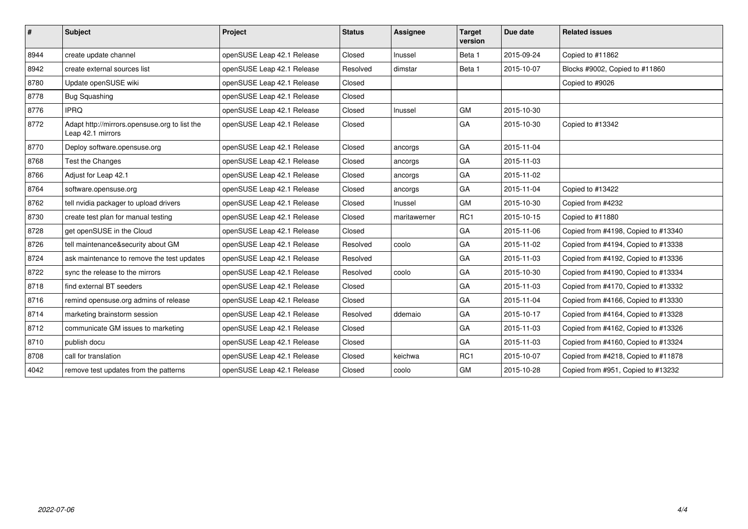| # | Subject | Project | Status | Assignee | Target version | Due date | Related issues |
|---|---|---|---|---|---|---|---|
| 8944 | create update channel | openSUSE Leap 42.1 Release | Closed | lnussel | Beta 1 | 2015-09-24 | Copied to #11862 |
| 8942 | create external sources list | openSUSE Leap 42.1 Release | Resolved | dimstar | Beta 1 | 2015-10-07 | Blocks #9002, Copied to #11860 |
| 8780 | Update openSUSE wiki | openSUSE Leap 42.1 Release | Closed | | | | Copied to #9026 |
| 8778 | Bug Squashing | openSUSE Leap 42.1 Release | Closed | | | | |
| 8776 | IPRQ | openSUSE Leap 42.1 Release | Closed | lnussel | GM | 2015-10-30 | |
| 8772 | Adapt http://mirrors.opensuse.org to list the Leap 42.1 mirrors | openSUSE Leap 42.1 Release | Closed | | GA | 2015-10-30 | Copied to #13342 |
| 8770 | Deploy software.opensuse.org | openSUSE Leap 42.1 Release | Closed | ancorgs | GA | 2015-11-04 | |
| 8768 | Test the Changes | openSUSE Leap 42.1 Release | Closed | ancorgs | GA | 2015-11-03 | |
| 8766 | Adjust for Leap 42.1 | openSUSE Leap 42.1 Release | Closed | ancorgs | GA | 2015-11-02 | |
| 8764 | software.opensuse.org | openSUSE Leap 42.1 Release | Closed | ancorgs | GA | 2015-11-04 | Copied to #13422 |
| 8762 | tell nvidia packager to upload drivers | openSUSE Leap 42.1 Release | Closed | lnussel | GM | 2015-10-30 | Copied from #4232 |
| 8730 | create test plan for manual testing | openSUSE Leap 42.1 Release | Closed | maritawerner | RC1 | 2015-10-15 | Copied to #11880 |
| 8728 | get openSUSE in the Cloud | openSUSE Leap 42.1 Release | Closed | | GA | 2015-11-06 | Copied from #4198, Copied to #13340 |
| 8726 | tell maintenance&security about GM | openSUSE Leap 42.1 Release | Resolved | coolo | GA | 2015-11-02 | Copied from #4194, Copied to #13338 |
| 8724 | ask maintenance to remove the test updates | openSUSE Leap 42.1 Release | Resolved | | GA | 2015-11-03 | Copied from #4192, Copied to #13336 |
| 8722 | sync the release to the mirrors | openSUSE Leap 42.1 Release | Resolved | coolo | GA | 2015-10-30 | Copied from #4190, Copied to #13334 |
| 8718 | find external BT seeders | openSUSE Leap 42.1 Release | Closed | | GA | 2015-11-03 | Copied from #4170, Copied to #13332 |
| 8716 | remind opensuse.org admins of release | openSUSE Leap 42.1 Release | Closed | | GA | 2015-11-04 | Copied from #4166, Copied to #13330 |
| 8714 | marketing brainstorm session | openSUSE Leap 42.1 Release | Resolved | ddemaio | GA | 2015-10-17 | Copied from #4164, Copied to #13328 |
| 8712 | communicate GM issues to marketing | openSUSE Leap 42.1 Release | Closed | | GA | 2015-11-03 | Copied from #4162, Copied to #13326 |
| 8710 | publish docu | openSUSE Leap 42.1 Release | Closed | | GA | 2015-11-03 | Copied from #4160, Copied to #13324 |
| 8708 | call for translation | openSUSE Leap 42.1 Release | Closed | keichwa | RC1 | 2015-10-07 | Copied from #4218, Copied to #11878 |
| 4042 | remove test updates from the patterns | openSUSE Leap 42.1 Release | Closed | coolo | GM | 2015-10-28 | Copied from #951, Copied to #13232 |